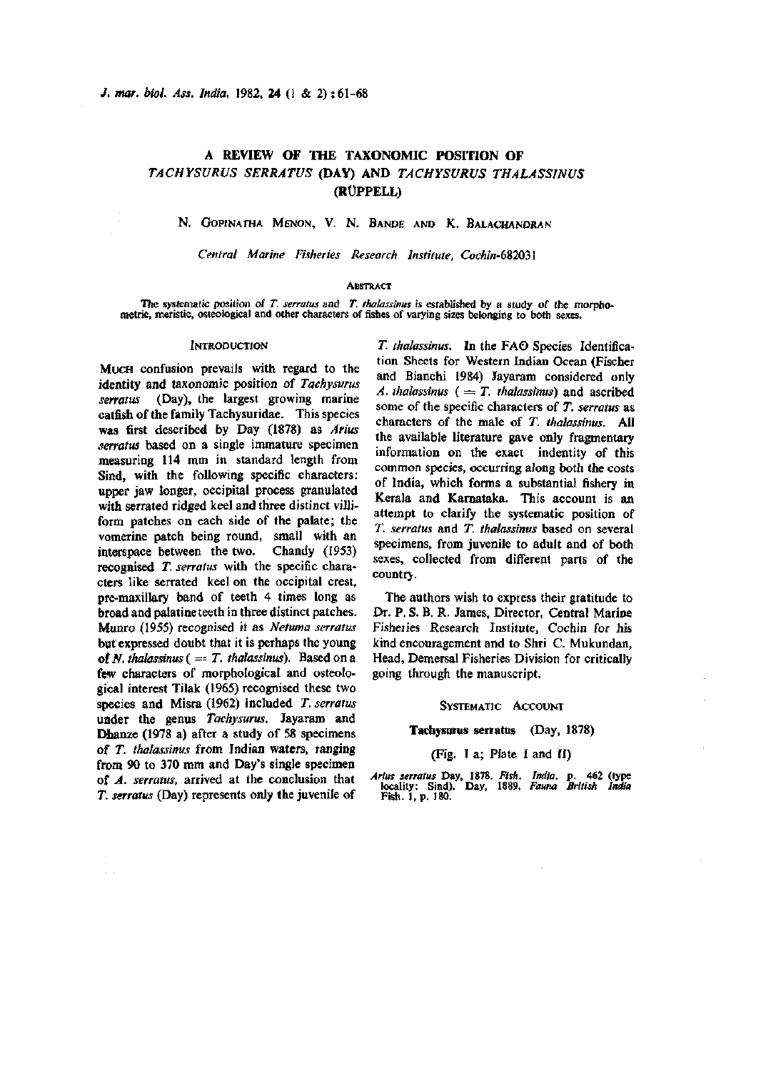# A REVIEW OF THE TAXONOMIC POSITION OF *TACHYSURUS SERRATUS* (DAY) AND *TACHYSURUS THALASSINUS* (RÜPPELL)

N. GOPINATHA MENON, V. N. BANDE AND K. BALACHANDRAN

*Central Marine Fisheries Research Institute, Cochin-682031*

## ABSTRACT

The systematic position of *T. serratus* and *T. thalassinus* is established by a study of the morphometric, meristic, osteological and other characters of fishes of varying sizes belonging to both sexes.

## INTRODUCTION

MUCH confusion prevails with regard to the identity and taxonomic position of *Tachysurus serratus* (Day), the largest growing marine catfish of the family Tachysuridae. This species was first described by Day (1878) as *Arius serratus* based on a single immature specimen measuring 114 mm in standard length from Sind, with the following specific characters: upper jaw longer, occipital process granulated with serrated ridged keel and three distinct villiform patches on each side of the palate; the vomerine patch being round, small with an interspace between the two. Chandy (1953) recognised *T. serratus* with the specific characters like serrated keel on the occipital crest, pre-maxillary band of teeth 4 times long as broad and palatine teeth in three distinct patches. Munro (1955) recognised it as *Netuma serratus* but expressed doubt that it is perhaps the young of *N. thalassinus* ( = *T. thalassinus*). Based on a few characters of morphological and osteological interest Tilak (1965) recognised these two species and Misra (1962) included *T. serratus* under the genus *Tachysurus*. Jayaram and Dhanze (1978 a) after a study of 58 specimens of *T. thalassinus* from Indian waters, ranging from 90 to 370 mm and Day's single specimen of *A. serratus*, arrived at the conclusion that *T. serratus* (Day) represents only the juvenile of *T. thalassinus*. In the FAO Species Identification Sheets for Western Indian Ocean (Fischer and Bianchi 1984) Jayaram considered only *A. thalassinus* ( = *T. thalassinus*) and ascribed some of the specific characters of *T. serratus* as characters of the male of *T. thalassinus*. All the available literature gave only fragmentary information on the exact indentity of this common species, occurring along both the costs of India, which forms a substantial fishery in Kerala and Karnataka. This account is an attempt to clarify the systematic position of *T. serratus* and *T. thalassinus* based on several specimens, from juvenile to adult and of both sexes, collected from different parts of the country.

The authors wish to express their gratitude to Dr. P. S. B. R. James, Director, Central Marine Fisheries Research Institute, Cochin for his kind encouragement and to Shri C. Mukundan, Head, Demersal Fisheries Division for critically going through the manuscript.

## SYSTEMATIC ACCOUNT

### Tachysurus serratus (Day, 1878)

(Fig. 1 a; Plate I and II)

*Arius serratus* Day, 1878. *Fish. India*. p. 462 (type locality: Sind). Day, 1889. *Fauna British India* Fish. 1, p. 180.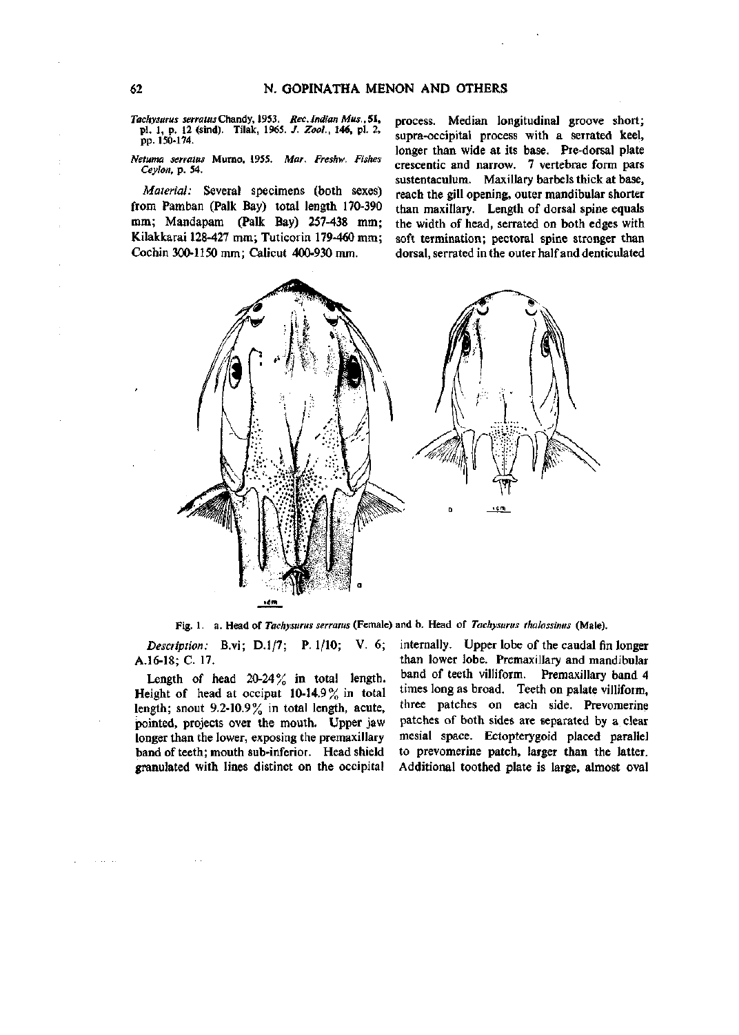*Tachysurus serratus* Chandy, 1953. *Rec. Indian Mus.*, **51**, pl. 1, p. 12 (sind). Tilak, 1965. *J. Zool.*, **146**, pl. 2, pp. 150-174.

*Netuma serratus* Munro, 1955. *Mar. Freshw. Fishes Ceylon*, p. 54.

*Material:* Several specimens (both sexes) from Pamban (Palk Bay) total length 170-390 mm; Mandapam (Palk Bay) 257-438 mm; Kilakkarai 128-427 mm; Tuticorin 179-460 mm; Cochin 300-1150 mm; Calicut 400-930 mm.

Fig. 1. a. Head of *Tachysurus serratus* (Female) and b. Head of *Tachysurus thalassinus* (Male).

*Description:* B.vi; D.1/7; P. 1/10; V. 6; A.16-18; C. 17.

Length of head 20-24% in total length. Height of head at occiput 10-14.9% in total length; snout 9.2-10.9% in total length, acute, pointed, projects over the mouth. Upper jaw longer than the lower, exposing the premaxillary band of teeth; mouth sub-inferior. Head shield granulated with lines distinct on the occipital process. Median longitudinal groove short; supra-occipital process with a serrated keel, longer than wide at its base. Pre-dorsal plate crescentic and narrow. 7 vertebrae form pars sustentaculum. Maxillary barbels thick at base, reach the gill opening, outer mandibular shorter than maxillary. Length of dorsal spine equals the width of head, serrated on both edges with soft termination; pectoral spine stronger than dorsal, serrated in the outer half and denticulated internally. Upper lobe of the caudal fin longer than lower lobe. Premaxillary and mandibular band of teeth villiform. Premaxillary band 4 times long as broad. Teeth on palate villiform, three patches on each side. Prevomerine patches of both sides are separated by a clear mesial space. Ectopterygoid placed parallel to prevomerine patch, larger than the latter. Additional toothed plate is large, almost oval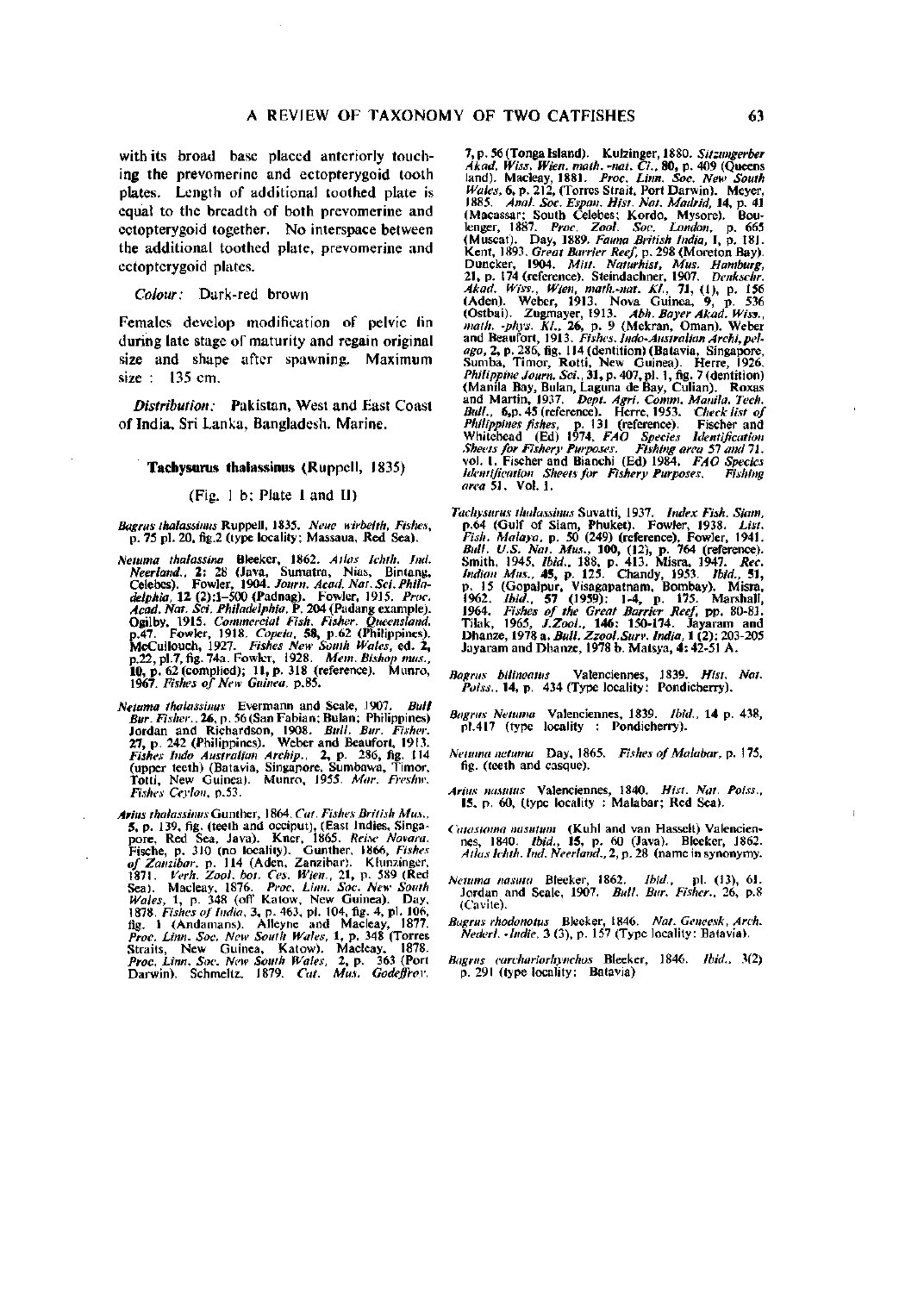with its broad base placed anteriorly touching the prevomerine and ectopterygoid tooth plates. Length of additional toothed plate is equal to the breadth of both prevomerine and ectopterygoid together. No interspace between the additional toothed plate, prevomerine and ectopterygoid plates.

*Colour:* Dark-red brown

Females develop modification of pelvic fin during late stage of maturity and regain original size and shape after spawning. Maximum size : 135 cm.

*Distribution:* Pakistan, West and East Coast of India, Sri Lanka, Bangladesh. Marine.

### Tachysurus thalassinus (Ruppell, 1835)

(Fig. 1 b; Plate I and II)

*Bagrus thalassinus* Ruppell, 1835. *Neue wirbelth, Fishes*, p. 75 pl. 20, fig.2 (type locality: Massaua, Red Sea).

*Netuma thalassina* Bleeker, 1862. *Atlas Ichth. Ind. Neerland.*, **2**: 28 (Java, Sumatra, Nias, Bintang, Celebes). Fowler, 1904. *Journ. Acad. Nat. Sci. Philadelphia*, **12** (2):1–500 (Padnag). Fowler, 1915. *Proc. Acad. Nat. Sci. Philadelphia*, P. 204 (Padang example). Ogilby, 1915. *Commercial Fish. Fisher. Queensland*, p.47. Fowler, 1918. *Copeia*, **58**, p.62 (Philippines). McCullouch, 1927. *Fishes New South Wales*, ed. **2**, p.22, pl.7, fig. 74a. Fowler, 1928. *Mem. Bishop mus.*, **10**, p. 62 (complied); **11**, p. 318 (reference). Munro, 1967. *Fishes of New Guinea*, p.85.

*Netuma thalassinus* Evermann and Seale, 1907. *Bull Bur. Fisher.*, **26**, p. 56 (San Fabian; Bulan; Philippines) Jordan and Richardson, 1908. *Bull. Bur. Fisher.* **27**, p. 242 (Philippines). Weber and Beaufort, 1913. *Fishes Indo Australian Archip.*, **2**, p. 286, fig. 114 (upper teeth) (Batavia, Singapore, Sumbawa, Timor, Totti, New Guinea). Munro, 1955. *Mar. Freshw. Fishes Ceylon*, p.53.

*Arius thalassinus* Gunther, 1864. *Cat. Fishes British Mus.*, **5**, p. 139, fig. (teeth and occiput), (East Indies, Singapore, Red Sea, Java). Kner, 1865. *Reise Novara. Fische*, p. 310 (no locality). Gunther, 1866, *Fishes of Zanzibar*, p. 114 (Aden, Zanzibar). Klunzinger, 1871. *Verh. Zool. bot. Ges. Wien.*, **21**, p. 589 (Red Sea). Macleay, 1876. *Proc. Linn. Soc. New South Wales*, **1**, p. 348 (off Katow, New Guinea). Day, 1878. *Fishes of India*, **3**, p. 463, pl. 104, fig. 4, pl. 106, fig. 1 (Andamans). Alleyne and Macleay, 1877. *Proc. Linn. Soc. New South Wales*, **1**, p. 348 (Torres Straits, New Guinea, Katow). Macleay, 1878. *Proc. Linn. Soc. New South Wales*, **2**, p. 363 (Port Darwin). Schmeltz, 1879. *Cat. Mus. Godeffroy*. **7**, p. 56 (Tonga Island). Kulzinger, 1880. *Sitzungerber Akad. Wiss. Wien. math.-nat. Cl.*, **80**, p. 409 (Queens land). Macleay, 1881. *Proc. Linn. Soc. New South Wales*, **6**, p. 212, (Torres Strait, Port Darwin). Meyer, 1885. *Anal. Soc. Espan. Hist. Nat. Madrid*, **14**, p. 41 (Macassar; South Celebes; Kordo, Mysore). Boulenger, 1887. *Proc. Zool. Soc. London*, p. 665 (Muscat). Day, 1889. *Fauna British India*, **1**, p. 181. Kent, 1893. *Great Barrier Reef*, p. 298 (Moreton Bay). Duncker, 1904. *Mitt. Naturhist, Mus. Hamburg*, **21**, p. 174 (reference). Steindachner, 1907. *Denkschr. Akad. Wiss., Wien, math.-nat. Kl.*, **71**, (1), p. 156 (Aden). Weber, 1913. Nova Guinea, **9**, p. 536 (Ostbai). Zugmayer, 1913. *Abh. Bayer Akad. Wiss., math.-phys. Kl.*, **26**, p. 9 (Mekran, Oman). Weber and Beaufort, 1913. *Fishes. Indo-Australian Archi, pelago*, **2**, p. 286, fig. 114 (dentition) (Batavia, Singapore, Sumba, Timor, Rotti, New Guinea). Herre, 1926. *Philippine Journ. Sci.*, **31**, p. 407, pl. 1, fig. 7 (dentition) (Manila Bay, Bulan, Laguna de Bay, Culian). Roxas and Martin, 1937. *Dept. Agri. Comm. Manila. Tech. Bull.*, **6**, p. 45 (reference). Herre, 1953. *Check list of Philippines fishes*, p. 131 (reference). Fischer and Whitehead (Ed) 1974. *FAO Species Identification Sheets for Fishery Purposes. Fishing area 57 and 71*, vol. 1. Fischer and Bianchi (Ed) 1984. *FAO Species Identification Sheets for Fishery Purposes. Fishing area 51*. Vol. 1.

*Tachysurus thalassinus* Suvatti, 1937. *Index Fish. Siam*, p.64 (Gulf of Siam, Phuket). Fowler, 1938. *List. Fish. Malaya*, p. 50 (249) (reference). Fowler, 1941. *Bull. U.S. Nat. Mus.*, **100**, (12), p. 764 (reference). Smith, 1945. *Ibid.*, 188, p. 413. Misra, 1947. *Rec. Indian Mus.*, **45**, p. 125. Chandy, 1953. *Ibid.*, **51**, p. 15 (Gopalpur, Visagapatnam, Bombay). Misra, 1962. *Ibid.*, **57** (1959): 1–4, p. 175. Marshall, 1964. *Fishes of the Great Barrier Reef*, pp. 80–81. Tilak, 1965, *J.Zool.*, **146**: 150–174. Jayaram and Dhanze, 1978 a. *Bull. Zzool.Surv. India*, **1** (2): 203–205 Jayaram and Dhanze, 1978 b. *Matsya*, **4**: 42–51 A.

*Bagrus bilineatus* Valenciennes, 1839. *Hist. Nat. Poiss.*, **14**, p. 434 (Type locality: Pondicherry).

*Bagrus Netuma* Valenciennes, 1839. *Ibid.*, **14** p. 438, pl.417 (type locality : Pondicherry).

*Netuma netuma* Day, 1865. *Fishes of Malabar*, p. 175, fig. (teeth and casque).

*Arius nasutus* Valenciennes, 1840. *Hist. Nat. Poiss.*, **15**, p. 60, (type locality : Malabar; Red Sea).

*Guastoma nasutum* (Kuhl and van Hasselt) Valenciennes, 1840. *Ibid.*, **15**, p. 60 (Java). Bleeker, 1862. *Atlas Ichth. Ind. Neerland.*, **2**, p. 28 (name in synonymy.

*Netuma nasuta* Bleeker, 1862. *Ibid.*, pl. (13), 61. Jordan and Scale, 1907. *Bull. Bur. Fisher.*, 26, p.8 (Cavite).

*Bagrus rhodonotus* Bleeker, 1846. *Nat. Geneesk, Arch. Nederl.-Indie.* 3 (3), p. 157 (Type locality: Batavia).

*Bagrus carchariorhynchos* Bleeker, 1846. *Ibid.*, 3(2) p. 291 (type locality: Batavia)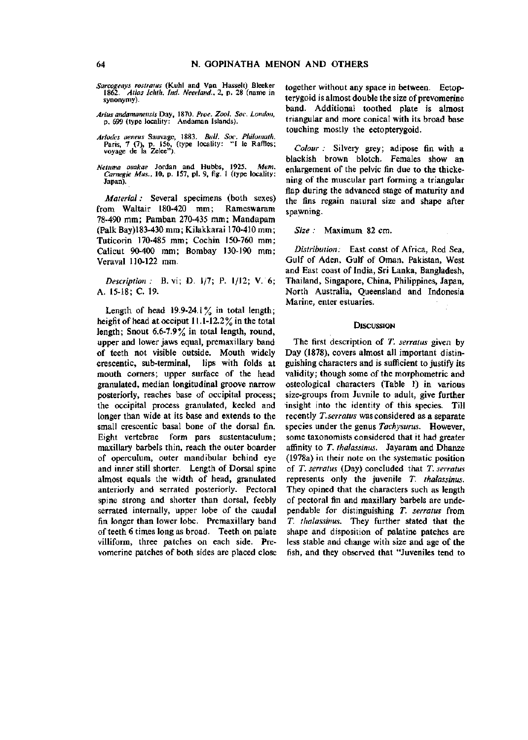*Sarcogenys rostratus* (Kuhl and Van Hasselt) Bleeker 1862. *Atlas Ichth. Ind. Neerland.*, 2, p. 28 (name in synonymy).

*Arius andamanensis* Day, 1870. *Proc. Zool. Soc. London*, p. 699 (type locality: Andaman Islands).

*Arlodes aeneus* Sauvage, 1883. *Bull. Soc. Philomath.* Paris, 7 (7), p. 156, (type locality: "I le Raffles; voyage de la Zelee").

*Netuma osakae* Jordan and Hubbs, 1925. *Mem. Carnegie Mus.*, 10, p. 157, pl. 9, fig. 1 (type locality: Japan).

*Material :* Several specimens (both sexes) from Waltair 180-420 mm; Rameswaram 78-490 mm; Pamban 270-435 mm; Mandapam (Palk Bay)183-430 mm; Kilakkarai 170-410 mm; Tuticorin 170-485 mm; Cochin 150-760 mm; Calicut 90-400 mm; Bombay 130-190 mm; Veraval 110-122 mm.

*Description :* B. vi; D. 1/7; P. 1/12; V. 6; A. 15-18; C. 19.

Length of head 19.9-24.1% in total length; height of head at occiput 11.1-12.2% in the total length; Snout 6.6-7.9% in total length, round, upper and lower jaws equal, premaxillary band of teeth not visible outside. Mouth widely crescentic, sub-terminal, lips with folds at mouth corners; upper surface of the head granulated, median longitudinal groove narrow posteriorly, reaches base of occipital process; the occipital process granulated, keeled and longer than wide at its base and extends to the small crescentic basal bone of the dorsal fin. Eight vertebrae form pars sustentaculum; maxillary barbels thin, reach the outer boarder of operculum, outer mandibular behind eye and inner still shorter. Length of Dorsal spine almost equals the width of head, granulated anteriorly and serrated posteriorly. Pectoral spine strong and shorter than dorsal, feebly serrated internally, upper lobe of the caudal fin longer than lower lobe. Premaxillary band of teeth 6 times long as broad. Teeth on palate villiform, three patches on each side. Prevomerine patches of both sides are placed close together without any space in between. Ectopterygoid is almost double the size of prevomerine band. Additional toothed plate is almost triangular and more conical with its broad base touching mostly the ectopterygoid.

*Colour :* Silvery grey; adipose fin with a blackish brown blotch. Females show an enlargement of the pelvic fin due to the thickening of the muscular part forming a triangular flap during the advanced stage of maturity and the fins regain natural size and shape after spawning.

*Size :* Maximum 82 cm.

*Distribution :* East coast of Africa, Red Sea, Gulf of Aden, Gulf of Oman, Pakistan, West and East coast of India, Sri Lanka, Bangladesh, Thailand, Singapore, China, Philippines, Japan, North Australia, Queensland and Indonesia Marine, enter estuaries.

## Discussion

The first description of *T. serratus* given by Day (1878), covers almost all important distinguishing characters and is sufficient to justify its validity; though some of the morphometric and osteological characters (Table 1) in various size-groups from Juvnile to adult, give further insight into the identity of this species. Till recently *T. serratus* was considered as a separate species under the genus *Tachysurus*. However, some taxonomists considered that it had greater affinity to *T. thalassinus*. Jayaram and Dhanze (1978a) in their note on the systematic position of *T. serratus* (Day) concluded that *T. serratus* represents only the juvenile *T. thalassinus*. They opined that the characters such as length of pectoral fin and maxillary barbels are undependable for distinguishing *T. serratus* from *T. thalassinus*. They further stated that the shape and disposition of palatine patches are less stable and change with size and age of the fish, and they observed that "Juveniles tend to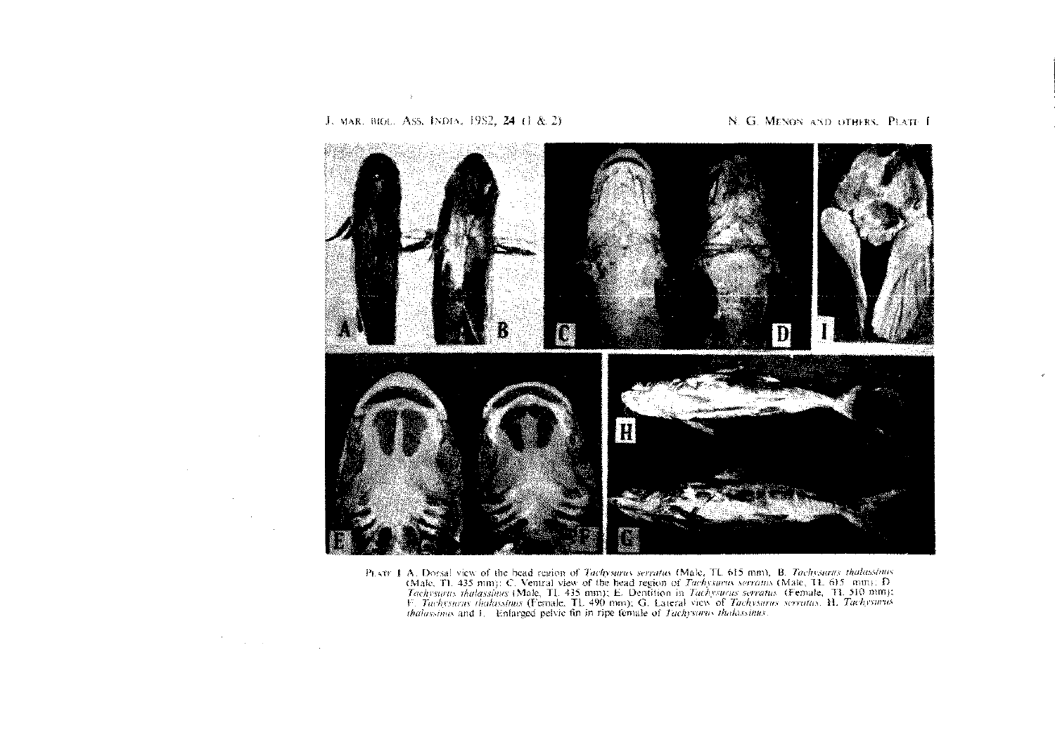Plate I. A. Dorsal view of the head region of *Tachysurus serratus* (Male, TL 615 mm), B. *Tachysurus thalassinus* (Male, TL 435 mm); C. Ventral view of the head region of *Tachysurus serratus* (Male, TL 615 mm); D. *Tachysurus thalassinus* (Male, TL 435 mm); E. Dentition in *Tachysurus serratus* (Female, TL 510 mm); F. *Tachysurus thalassinus* (Female, TL 490 mm); G. Lateral view of *Tachysurus serratus*, H. *Tachysurus thalassinus* and I. Enlarged pelvic fin in ripe female of *Tachysurus thalassinus*.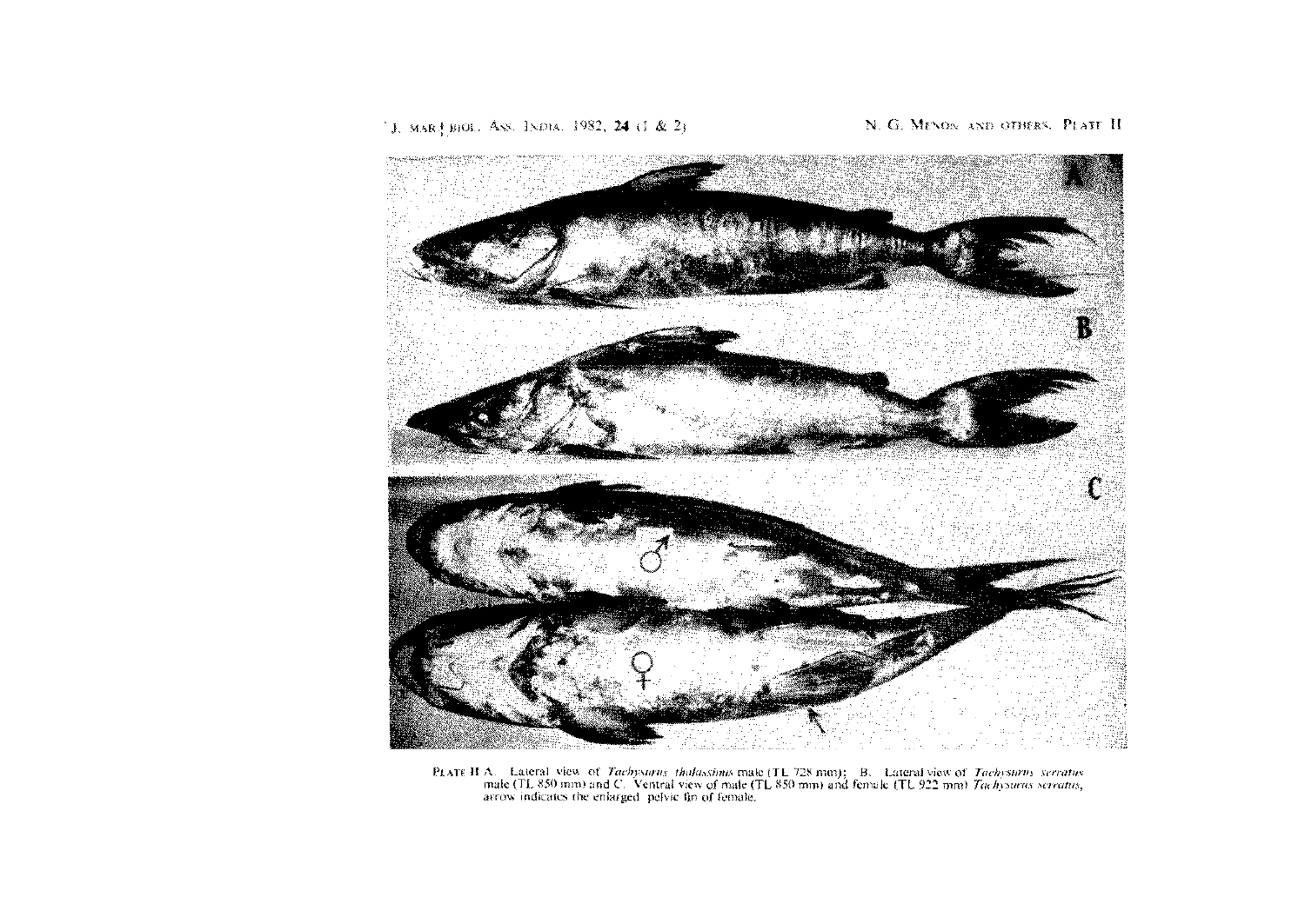PLATE II A. Lateral view of *Tachysurus thalassinus* male (TL 728 mm); B. Lateral view of *Tachysurus serratus* male (TL 850 mm) and C. Ventral view of male (TL 850 mm) and female (TL 922 mm) *Tachysurus serratus*, arrow indicates the enlarged pelvic fin of female.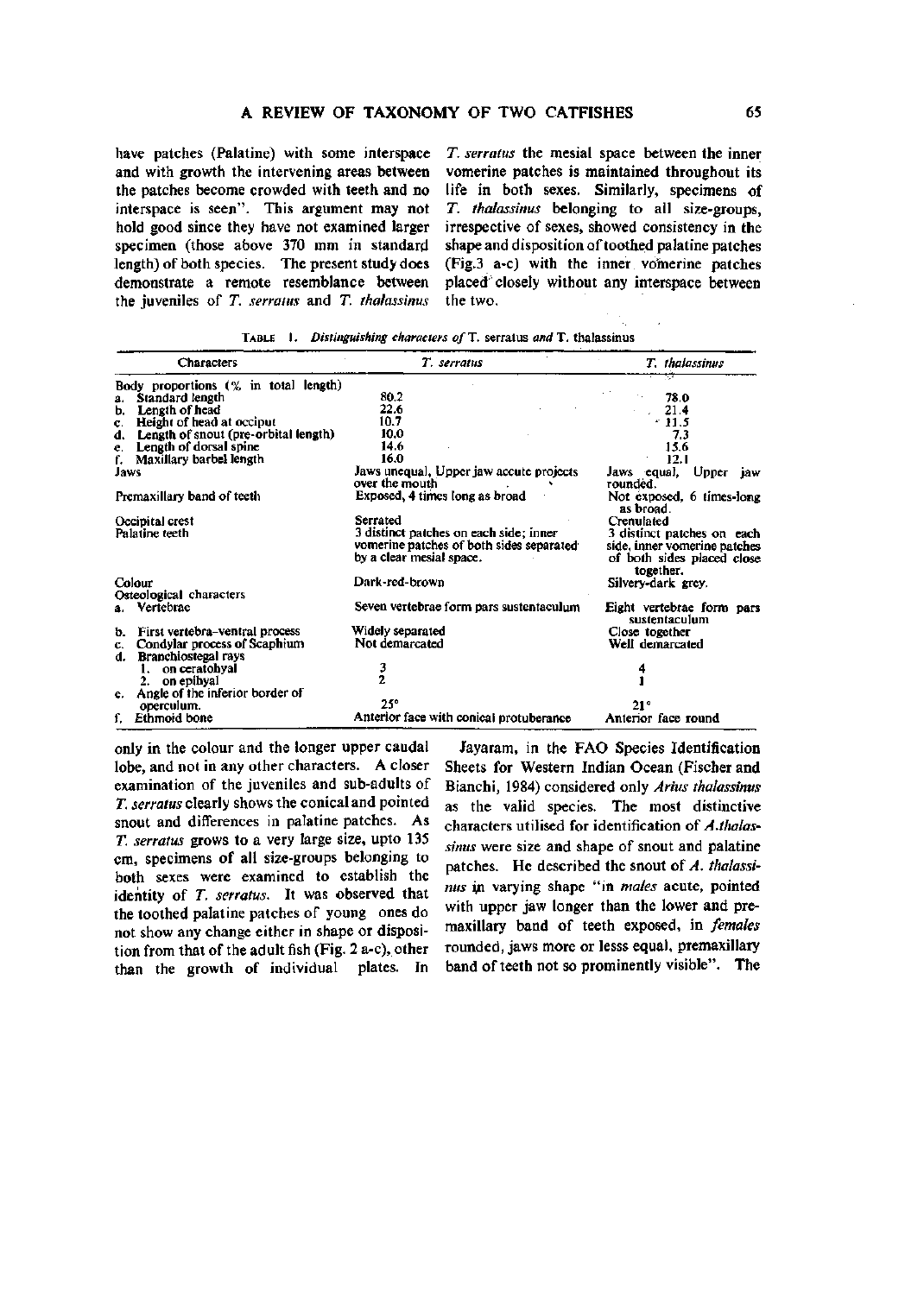have patches (Palatine) with some interspace and with growth the intervening areas between the patches become crowded with teeth and no interspace is seen". This argument may not hold good since they have not examined larger specimen (those above 370 mm in standard length) of both species. The present study does demonstrate a remote resemblance between the juveniles of *T. serratus* and *T. thalassinus* only in the colour and the longer upper caudal lobe, and not in any other characters. A closer examination of the juveniles and sub-adults of *T. serratus* clearly shows the conical and pointed snout and differences in palatine patches. As *T. serratus* grows to a very large size, upto 135 cm, specimens of all size-groups belonging to both sexes were examined to establish the identity of *T. serratus*. It was observed that the toothed palatine patches of young ones do not show any change either in shape or disposition from that of the adult fish (Fig. 2 a-c), other than the growth of individual plates. In *T. serratus* the mesial space between the inner vomerine patches is maintained throughout its life in both sexes. Similarly, specimens of *T. thalassinus* belonging to all size-groups, irrespective of sexes, showed consistency in the shape and disposition of toothed palatine patches (Fig.3 a-c) with the inner vomerine patches placed closely without any interspace between the two.

TABLE 1. *Distinguishing characters of* T. serratus *and* T. thalassinus

| Characters | *T. serratus* | *T. thalassinus* |
|---|---|---|
| Body proportions (% in total length) | | |
| a. Standard length | 80.2 | 78.0 |
| b. Length of head | 22.6 | 21.4 |
| c. Height of head at occiput | 10.7 | 11.5 |
| d. Length of snout (pre-orbital length) | 10.0 | 7.3 |
| e. Length of dorsal spine | 14.6 | 15.6 |
| f. Maxillary barbel length | 16.0 | 12.1 |
| Jaws | Jaws unequal, Upper jaw accute projects over the mouth | Jaws equal, Upper jaw rounded. |
| Premaxillary band of teeth | Exposed, 4 times long as broad | Not exposed, 6 times-long as broad. |
| Occipital crest | Serrated | Crenulated |
| Palatine teeth | 3 distinct patches on each side; inner vomerine patches of both sides separated by a clear mesial space. | 3 distinct patches on each side, inner vomerine patches of both sides placed close together. |
| Colour | Dark-red-brown | Silvery-dark grey. |
| Osteological characters | | |
| a. Vertebrae | Seven vertebrae form pars sustentaculum | Eight vertebrae form pars sustentaculum |
| b. First vertebra-ventral process | Widely separated | Close together |
| c. Condylar process of Scaphium | Not demarcated | Well demarcated |
| d. Branchiostegal rays | | |
| 1. on ceratohyal | 3 | 4 |
| 2. on epihyal | 2 | 1 |
| e. Angle of the inferior border of operculum. | 25° | 21° |
| f. Ethmoid bone | Anterior face with conical protuberance | Anterior face round |

Jayaram, in the FAO Species Identification Sheets for Western Indian Ocean (Fischer and Bianchi, 1984) considered only *Arius thalassinus* as the valid species. The most distinctive characters utilised for identification of *A. thalassinus* were size and shape of snout and palatine patches. He described the snout of *A. thalassinus* in varying shape "in *males* acute, pointed with upper jaw longer than the lower and premaxillary band of teeth exposed, in *females* rounded, jaws more or lesss equal, premaxillary band of teeth not so prominently visible". The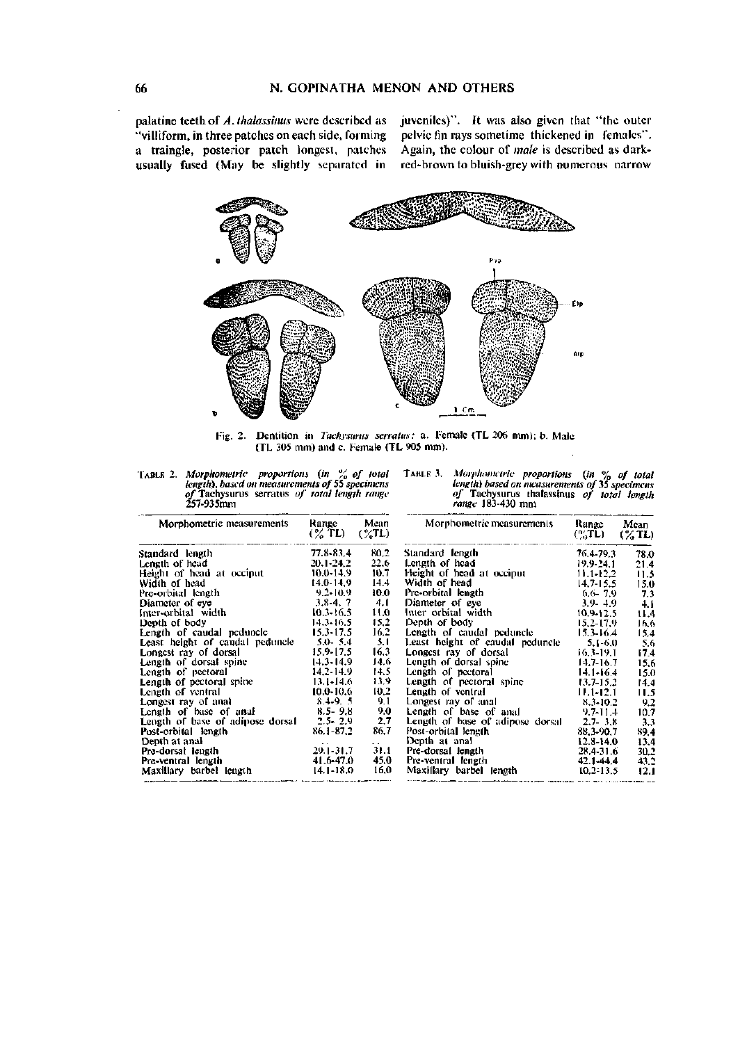palatine teeth of *A. thalassinus* were described as "villiform, in three patches on each side, forming a traingle, posterior patch longest, patches usually fused (May be slightly separated in juveniles)". It was also given that "the outer pelvic fin rays sometime thickened in females". Again, the colour of *male* is described as dark-red-brown to bluish-grey with numerous narrow

Fig. 2. Dentition in *Tachysurus serratus*: a. Female (TL 206 mm); b. Male (TL 305 mm) and c. Female (TL 905 mm).

TABLE 2. *Morphometric proportions (in % of total length), based on measurements of 55 specimens of* Tachysurus serratus *of total length range* 257-935mm

| Morphometric measurements | Range (% TL) | Mean (%TL) |
|---|---|---|
| Standard length | 77.8-83.4 | 80.2 |
| Length of head | 20.1-24.2 | 22.6 |
| Height of head at occiput | 10.0-14.9 | 10.7 |
| Width of head | 14.0-14.9 | 14.4 |
| Pre-orbital length | 9.2-10.9 | 10.0 |
| Diameter of eye | 3.8-4.7 | 4.1 |
| Inter-orbital width | 10.3-16.5 | 11.0 |
| Depth of body | 14.3-16.5 | 15.2 |
| Length of caudal peduncle | 15.3-17.5 | 16.2 |
| Least height of caudal peduncle | 5.0-5.4 | 5.1 |
| Longest ray of dorsal | 15.9-17.5 | 16.3 |
| Length of dorsal spine | 14.3-14.9 | 14.6 |
| Length of pectoral | 14.2-14.9 | 14.5 |
| Length of pectoral spine | 13.1-14.6 | 13.9 |
| Length of ventral | 10.0-10.6 | 10.2 |
| Longest ray of anal | 8.4-9.5 | 9.1 |
| Length of base of anal | 8.5-9.8 | 9.0 |
| Length of base of adipose dorsal | 2.5-2.9 | 2.7 |
| Post-orbital length | 86.1-87.2 | 86.7 |
| Depth at anal | ... | ... |
| Pre-dorsal length | 29.1-31.7 | 31.1 |
| Pre-ventral length | 41.6-47.0 | 45.0 |
| Maxillary barbel length | 14.1-18.0 | 16.0 |

TABLE 3. *Morphometric proportions (in % of total length) based on measurements of 35 specimens of* Tachysurus thalassinus *of total length range* 183-430 mm

| Morphometric measurements | Range (%TL) | Mean (%TL) |
|---|---|---|
| Standard length | 76.4-79.3 | 78.0 |
| Length of head | 19.9-24.1 | 21.4 |
| Height of head at occiput | 11.1-12.2 | 11.5 |
| Width of head | 14.7-15.5 | 15.0 |
| Pre-orbital length | 6.6-7.9 | 7.3 |
| Diameter of eye | 3.9-4.9 | 4.1 |
| Inter orbital width | 10.9-12.5 | 11.4 |
| Depth of body | 15.2-17.9 | 16.6 |
| Length of caudal peduncle | 15.3-16.4 | 15.4 |
| Least height of caudal peduncle | 5.1-6.0 | 5.6 |
| Longest ray of dorsal | 16.3-19.1 | 17.4 |
| Length of dorsal spine | 14.7-16.7 | 15.6 |
| Length of pectoral | 14.1-16.4 | 15.0 |
| Length of pectoral spine | 13.7-15.2 | 14.4 |
| Length of ventral | 11.1-12.1 | 11.5 |
| Longest ray of anal | 8.3-10.2 | 9.2 |
| Length of base of anal | 9.7-11.4 | 10.7 |
| Length of base of adipose dorsal | 2.7-3.8 | 3.3 |
| Post-orbital length | 88.3-90.7 | 89.4 |
| Depth at anal | 12.8-14.0 | 13.4 |
| Pre-dorsal length | 28.4-31.6 | 30.2 |
| Pre-ventral length | 42.1-44.4 | 43.2 |
| Maxillary barbel length | 10.2-13.5 | 12.1 |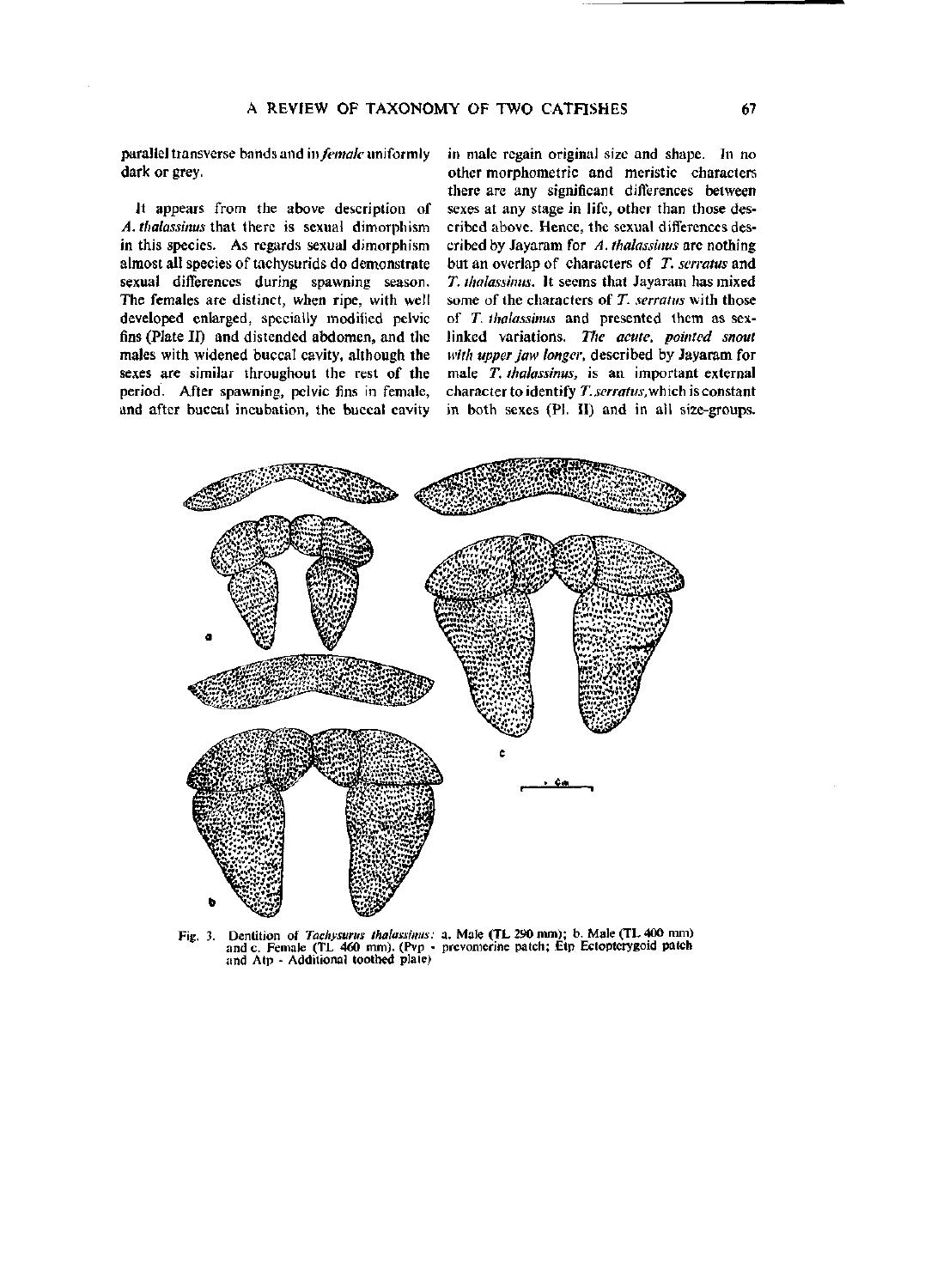parallel transverse bands and in *female* uniformly dark or grey.

It appears from the above description of *A. thalassinus* that there is sexual dimorphism in this species. As regards sexual dimorphism almost all species of tachysurids do demonstrate sexual differences during spawning season. The females are distinct, when ripe, with well developed enlarged, specially modified pelvic fins (Plate II) and distended abdomen, and the males with widened buccal cavity, although the sexes are similar throughout the rest of the period. After spawning, pelvic fins in female, and after buccal incubation, the buccal cavity in male regain original size and shape. In no other morphometric and meristic characters there are any significant differences between sexes at any stage in life, other than those described above. Hence, the sexual differences described by Jayaram for *A. thalassinus* are nothing but an overlap of characters of *T. serratus* and *T. thalassinus*. It seems that Jayaram has mixed some of the characters of *T. serratus* with those of *T. thalassinus* and presented them as sex-linked variations. *The acute, pointed snout with upper jaw longer*, described by Jayaram for male *T. thalassinus*, is an important external character to identify *T. serratus*, which is constant in both sexes (Pl. II) and in all size-groups.

Fig. 3. Dentition of *Tachysurus thalassinus*: a. Male (TL 290 mm); b. Male (TL 400 mm) and c. Female (TL 460 mm). (Pvp - prevomerine patch; Etp Ectopterygoid patch and Atp - Additional toothed plate)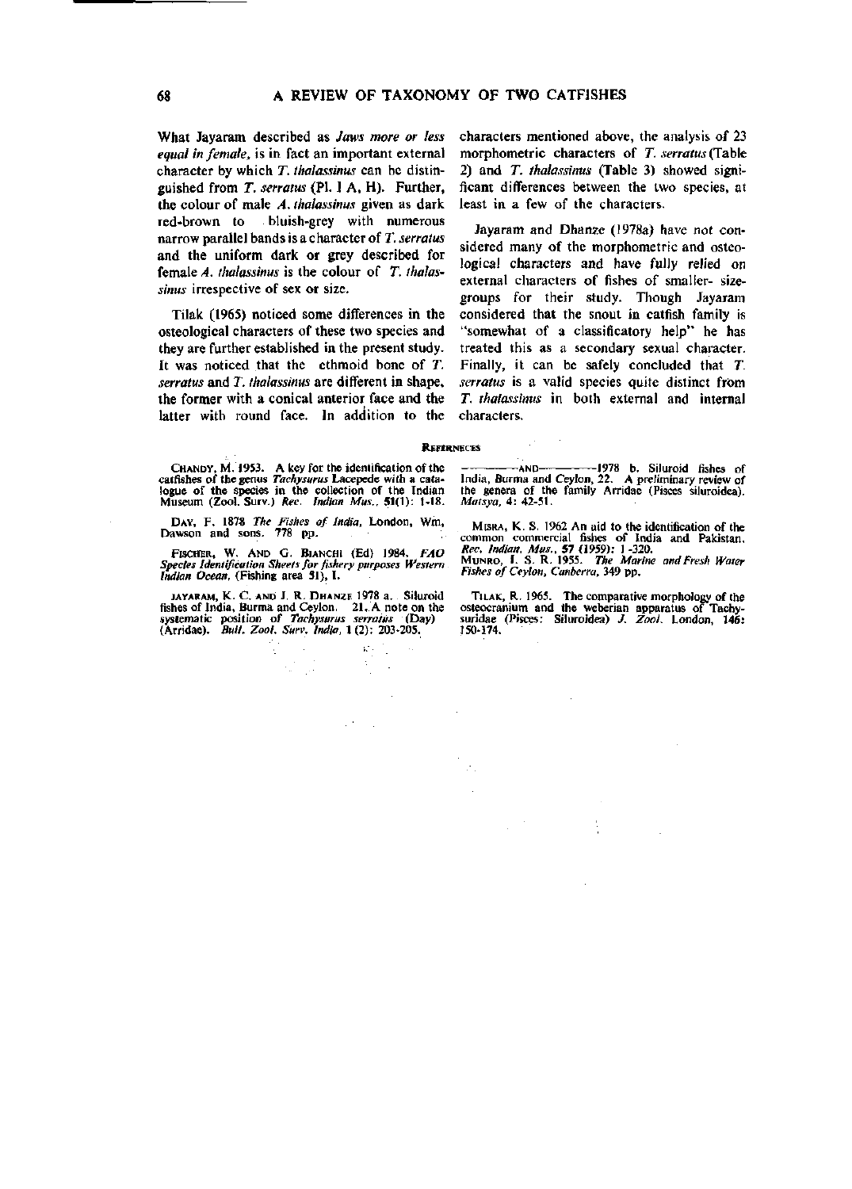What Jayaram described as *Jaws more or less equal in female*, is in fact an important external character by which *T. thalassinus* can be distinguished from *T. serratus* (Pl. I A, H). Further, the colour of male *A. thalassinus* given as dark red-brown to bluish-grey with numerous narrow parallel bands is a character of *T. serratus* and the uniform dark or grey described for female *A. thalassinus* is the colour of *T. thalassinus* irrespective of sex or size.

Tilak (1965) noticed some differences in the osteological characters of these two species and they are further established in the present study. It was noticed that the ethmoid bone of *T. serratus* and *T. thalassinus* are different in shape, the former with a conical anterior face and the latter with round face. In addition to the characters mentioned above, the analysis of 23 morphometric characters of *T. serratus* (Table 2) and *T. thalassinus* (Table 3) showed significant differences between the two species, at least in a few of the characters.

Jayaram and Dhanze (1978a) have not considered many of the morphometric and osteological characters and have fully relied on external characters of fishes of smaller- size-groups for their study. Though Jayaram considered that the snout in catfish family is "somewhat of a classificatory help" he has treated this as a secondary sexual character. Finally, it can be safely concluded that *T. serratus* is a valid species quite distinct from *T. thalassinus* in both external and internal characters.

## References

Chandy, M. 1953. A key for the identification of the catfishes of the genus *Tachysurus* Lacepede with a catalogue of the species in the collection of the Indian Museum (Zool. Surv.) *Rec. Indian Mus.*, **51**(1): 1-18.

Day, F. 1878 *The Fishes of India*, London, Wm, Dawson and sons. 778 pp.

Fischer, W. and G. Bianchi (Ed) 1984. *FAO Species Identification Sheets for fishery purposes Western Indian Ocean*, (Fishing area 51), I.

Jayaram, K. C. and J. R. Dhanze 1978 a. Siluroid fishes of India, Burma and Ceylon. 21. A note on the systematic position of *Tachysurus serratus* (Day) (Arridae). *Bull. Zool. Surv. India*, 1 (2): 203-205.

——— and ——— 1978 b. Siluroid fishes of India, Burma and Ceylon, 22. A preliminary review of the genera of the family Arridae (Pisces siluroidea). *Matsya*, 4: 42-51.

Misra, K. S. 1962 An aid to the identification of the common commercial fishes of India and Pakistan. *Rec. Indian. Mus.*, **57** (1959): 1-320.

Munro, I. S. R. 1955. *The Marine and Fresh Water Fishes of Ceylon, Canberra*, 349 pp.

Tilak, R. 1965. The comparative morphology of the osteocranium and the weberian apparatus of Tachysuridae (Pisces: Siluroidea) *J. Zool.* London, **146**: 150-174.